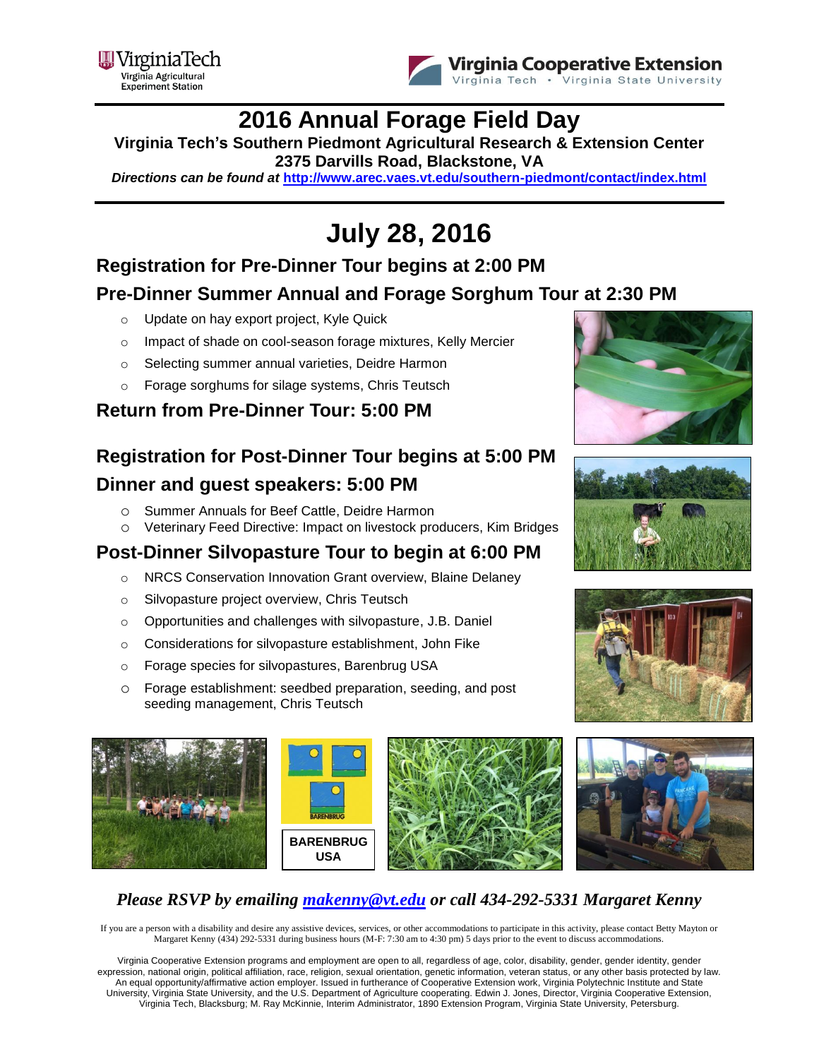VirginiaTech
Virginia Agricultural Experiment Station

Virginia Cooperative Extension
Virginia Tech • Virginia State University

# 2016 Annual Forage Field Day

**Virginia Tech's Southern Piedmont Agricultural Research & Extension Center**
**2375 Darvills Road, Blackstone, VA**

***Directions can be found at*** **http://www.arec.vaes.vt.edu/southern-piedmont/contact/index.html**

# July 28, 2016

## Registration for Pre-Dinner Tour begins at 2:00 PM

## Pre-Dinner Summer Annual and Forage Sorghum Tour at 2:30 PM

- Update on hay export project, Kyle Quick
- Impact of shade on cool-season forage mixtures, Kelly Mercier
- Selecting summer annual varieties, Deidre Harmon
- Forage sorghums for silage systems, Chris Teutsch

## Return from Pre-Dinner Tour: 5:00 PM

## Registration for Post-Dinner Tour begins at 5:00 PM

## Dinner and guest speakers: 5:00 PM

- Summer Annuals for Beef Cattle, Deidre Harmon
- Veterinary Feed Directive: Impact on livestock producers, Kim Bridges

## Post-Dinner Silvopasture Tour to begin at 6:00 PM

- NRCS Conservation Innovation Grant overview, Blaine Delaney
- Silvopasture project overview, Chris Teutsch
- Opportunities and challenges with silvopasture, J.B. Daniel
- Considerations for silvopasture establishment, John Fike
- Forage species for silvopastures, Barenbrug USA
- Forage establishment: seedbed preparation, seeding, and post seeding management, Chris Teutsch

**BARENBRUG USA**

***Please RSVP by emailing makenny@vt.edu or call 434-292-5331 Margaret Kenny***

If you are a person with a disability and desire any assistive devices, services, or other accommodations to participate in this activity, please contact Betty Mayton or Margaret Kenny (434) 292-5331 during business hours (M-F: 7:30 am to 4:30 pm) 5 days prior to the event to discuss accommodations.

Virginia Cooperative Extension programs and employment are open to all, regardless of age, color, disability, gender, gender identity, gender expression, national origin, political affiliation, race, religion, sexual orientation, genetic information, veteran status, or any other basis protected by law. An equal opportunity/affirmative action employer. Issued in furtherance of Cooperative Extension work, Virginia Polytechnic Institute and State University, Virginia State University, and the U.S. Department of Agriculture cooperating. Edwin J. Jones, Director, Virginia Cooperative Extension, Virginia Tech, Blacksburg; M. Ray McKinnie, Interim Administrator, 1890 Extension Program, Virginia State University, Petersburg.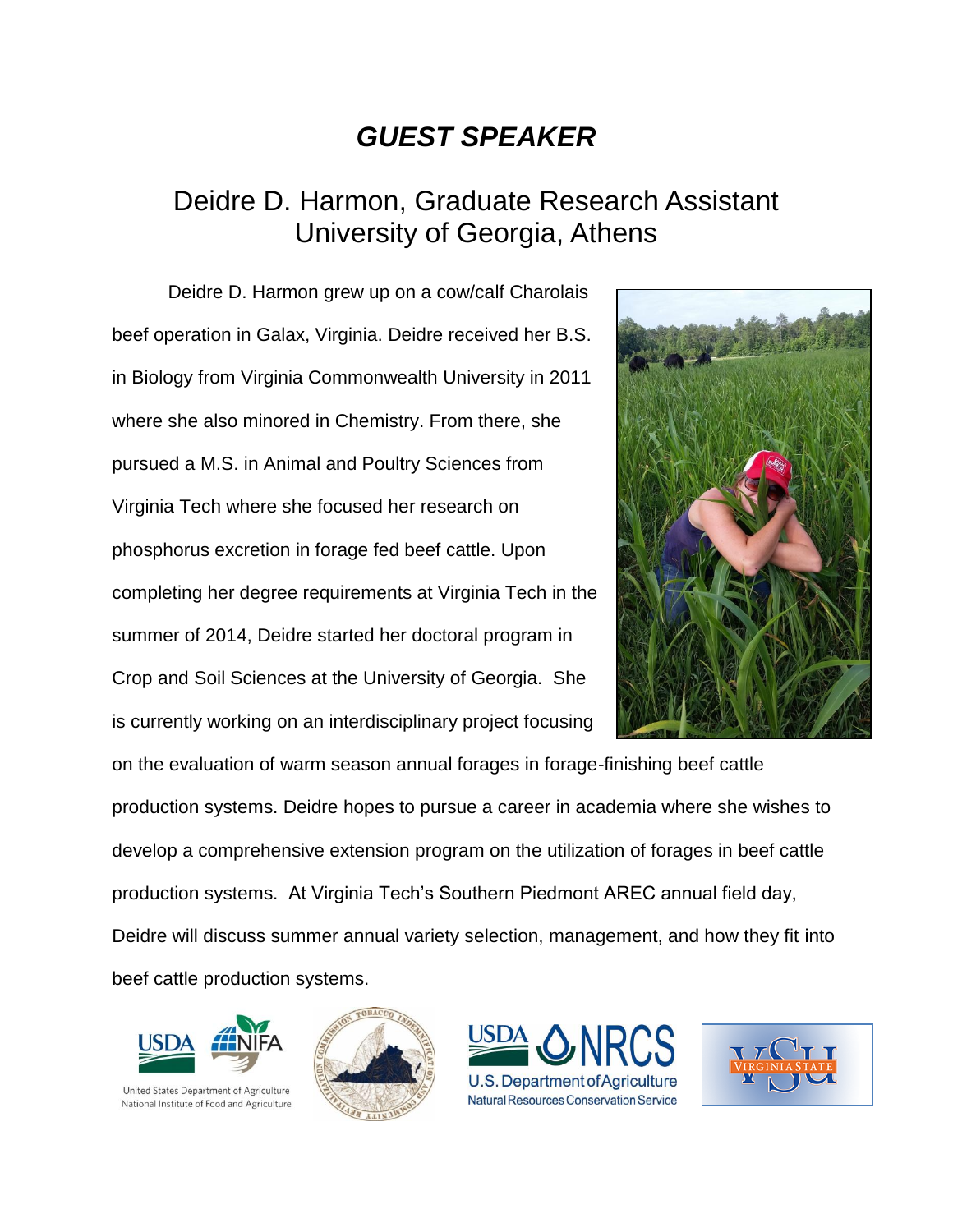# *GUEST SPEAKER*

## Deidre D. Harmon, Graduate Research Assistant
## University of Georgia, Athens

Deidre D. Harmon grew up on a cow/calf Charolais beef operation in Galax, Virginia. Deidre received her B.S. in Biology from Virginia Commonwealth University in 2011 where she also minored in Chemistry. From there, she pursued a M.S. in Animal and Poultry Sciences from Virginia Tech where she focused her research on phosphorus excretion in forage fed beef cattle. Upon completing her degree requirements at Virginia Tech in the summer of 2014, Deidre started her doctoral program in Crop and Soil Sciences at the University of Georgia. She is currently working on an interdisciplinary project focusing on the evaluation of warm season annual forages in forage-finishing beef cattle production systems. Deidre hopes to pursue a career in academia where she wishes to develop a comprehensive extension program on the utilization of forages in beef cattle production systems. At Virginia Tech's Southern Piedmont AREC annual field day, Deidre will discuss summer annual variety selection, management, and how they fit into beef cattle production systems.

United States Department of Agriculture
National Institute of Food and Agriculture

U.S. Department of Agriculture
Natural Resources Conservation Service